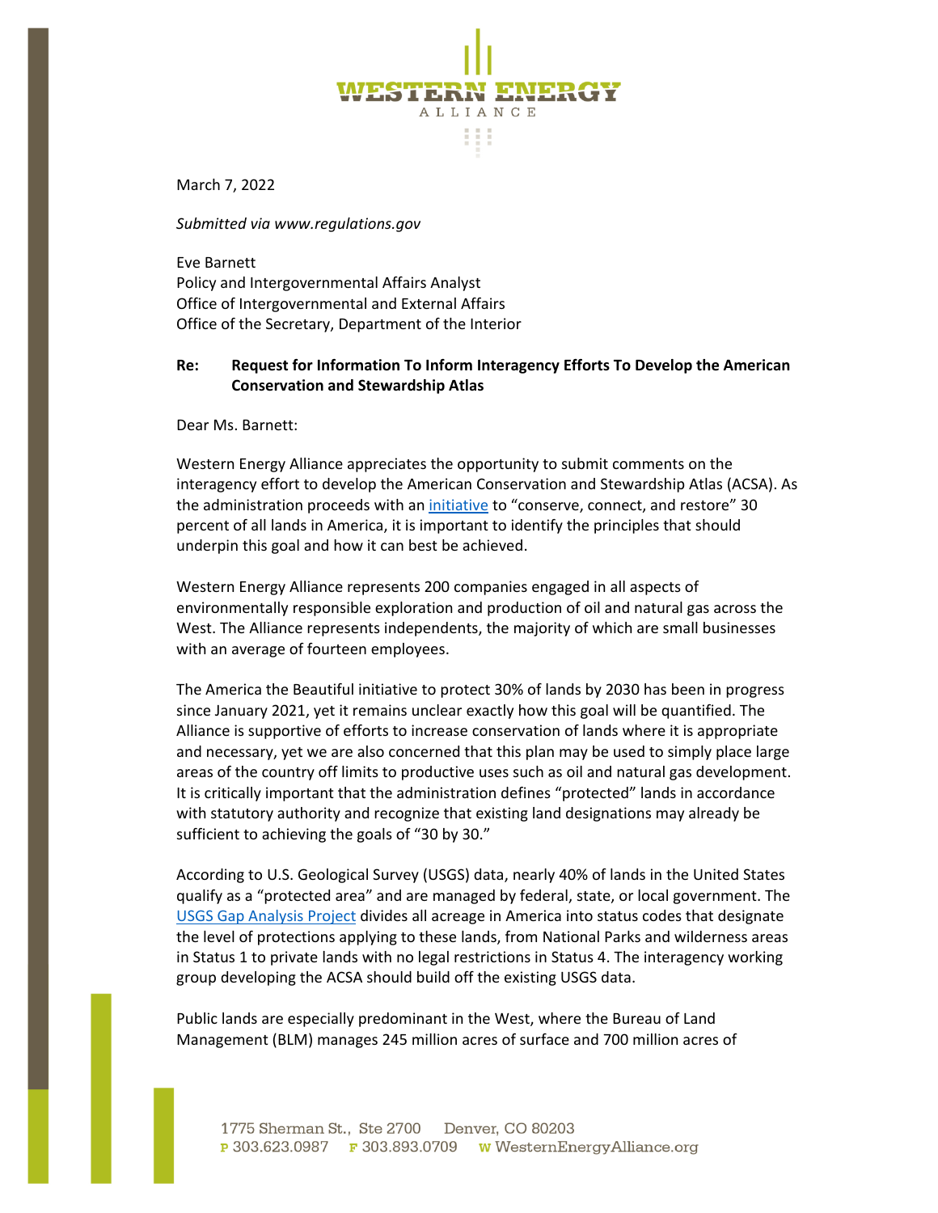WESTERN ENERGY ALLIANCE

March 7, 2022

*Submitted via www.regulations.gov*

Eve Barnett
Policy and Intergovernmental Affairs Analyst
Office of Intergovernmental and External Affairs
Office of the Secretary, Department of the Interior

**Re: Request for Information To Inform Interagency Efforts To Develop the American Conservation and Stewardship Atlas**

Dear Ms. Barnett:

Western Energy Alliance appreciates the opportunity to submit comments on the interagency effort to develop the American Conservation and Stewardship Atlas (ACSA). As the administration proceeds with an initiative to "conserve, connect, and restore" 30 percent of all lands in America, it is important to identify the principles that should underpin this goal and how it can best be achieved.

Western Energy Alliance represents 200 companies engaged in all aspects of environmentally responsible exploration and production of oil and natural gas across the West. The Alliance represents independents, the majority of which are small businesses with an average of fourteen employees.

The America the Beautiful initiative to protect 30% of lands by 2030 has been in progress since January 2021, yet it remains unclear exactly how this goal will be quantified. The Alliance is supportive of efforts to increase conservation of lands where it is appropriate and necessary, yet we are also concerned that this plan may be used to simply place large areas of the country off limits to productive uses such as oil and natural gas development. It is critically important that the administration defines "protected" lands in accordance with statutory authority and recognize that existing land designations may already be sufficient to achieving the goals of "30 by 30."

According to U.S. Geological Survey (USGS) data, nearly 40% of lands in the United States qualify as a "protected area" and are managed by federal, state, or local government. The USGS Gap Analysis Project divides all acreage in America into status codes that designate the level of protections applying to these lands, from National Parks and wilderness areas in Status 1 to private lands with no legal restrictions in Status 4. The interagency working group developing the ACSA should build off the existing USGS data.

Public lands are especially predominant in the West, where the Bureau of Land Management (BLM) manages 245 million acres of surface and 700 million acres of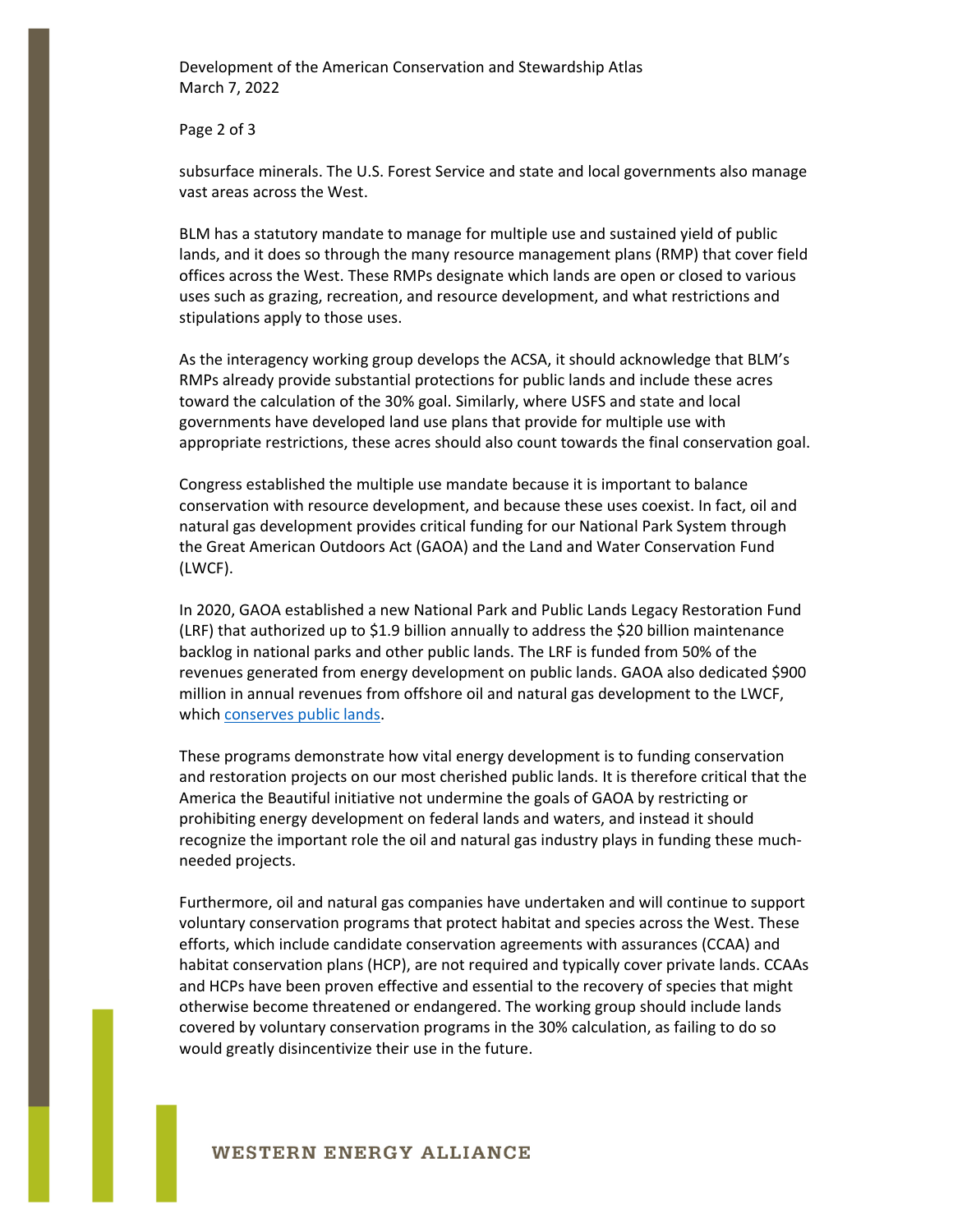subsurface minerals. The U.S. Forest Service and state and local governments also manage vast areas across the West.

BLM has a statutory mandate to manage for multiple use and sustained yield of public lands, and it does so through the many resource management plans (RMP) that cover field offices across the West. These RMPs designate which lands are open or closed to various uses such as grazing, recreation, and resource development, and what restrictions and stipulations apply to those uses.

As the interagency working group develops the ACSA, it should acknowledge that BLM's RMPs already provide substantial protections for public lands and include these acres toward the calculation of the 30% goal. Similarly, where USFS and state and local governments have developed land use plans that provide for multiple use with appropriate restrictions, these acres should also count towards the final conservation goal.

Congress established the multiple use mandate because it is important to balance conservation with resource development, and because these uses coexist. In fact, oil and natural gas development provides critical funding for our National Park System through the Great American Outdoors Act (GAOA) and the Land and Water Conservation Fund (LWCF).

In 2020, GAOA established a new National Park and Public Lands Legacy Restoration Fund (LRF) that authorized up to $1.9 billion annually to address the $20 billion maintenance backlog in national parks and other public lands. The LRF is funded from 50% of the revenues generated from energy development on public lands. GAOA also dedicated $900 million in annual revenues from offshore oil and natural gas development to the LWCF, which conserves public lands.

These programs demonstrate how vital energy development is to funding conservation and restoration projects on our most cherished public lands. It is therefore critical that the America the Beautiful initiative not undermine the goals of GAOA by restricting or prohibiting energy development on federal lands and waters, and instead it should recognize the important role the oil and natural gas industry plays in funding these much-needed projects.

Furthermore, oil and natural gas companies have undertaken and will continue to support voluntary conservation programs that protect habitat and species across the West. These efforts, which include candidate conservation agreements with assurances (CCAA) and habitat conservation plans (HCP), are not required and typically cover private lands. CCAAs and HCPs have been proven effective and essential to the recovery of species that might otherwise become threatened or endangered. The working group should include lands covered by voluntary conservation programs in the 30% calculation, as failing to do so would greatly disincentivize their use in the future.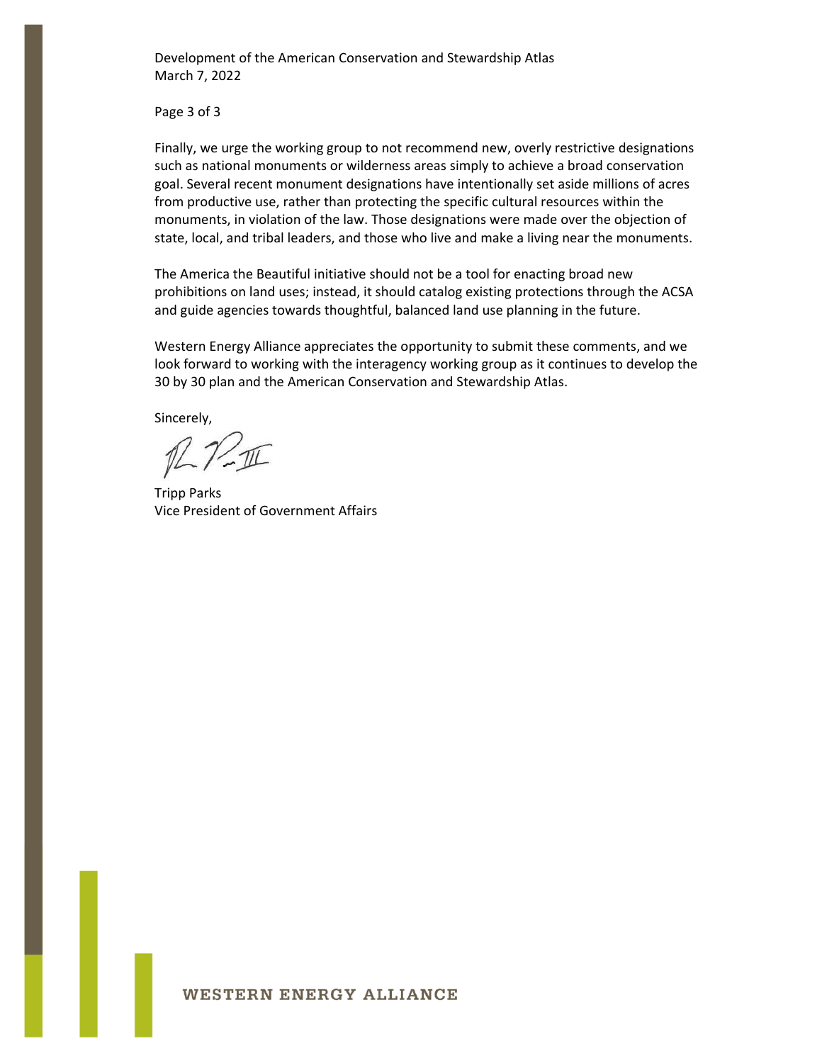Finally, we urge the working group to not recommend new, overly restrictive designations such as national monuments or wilderness areas simply to achieve a broad conservation goal. Several recent monument designations have intentionally set aside millions of acres from productive use, rather than protecting the specific cultural resources within the monuments, in violation of the law. Those designations were made over the objection of state, local, and tribal leaders, and those who live and make a living near the monuments.

The America the Beautiful initiative should not be a tool for enacting broad new prohibitions on land uses; instead, it should catalog existing protections through the ACSA and guide agencies towards thoughtful, balanced land use planning in the future.

Western Energy Alliance appreciates the opportunity to submit these comments, and we look forward to working with the interagency working group as it continues to develop the 30 by 30 plan and the American Conservation and Stewardship Atlas.

Sincerely,

Tripp Parks
Vice President of Government Affairs